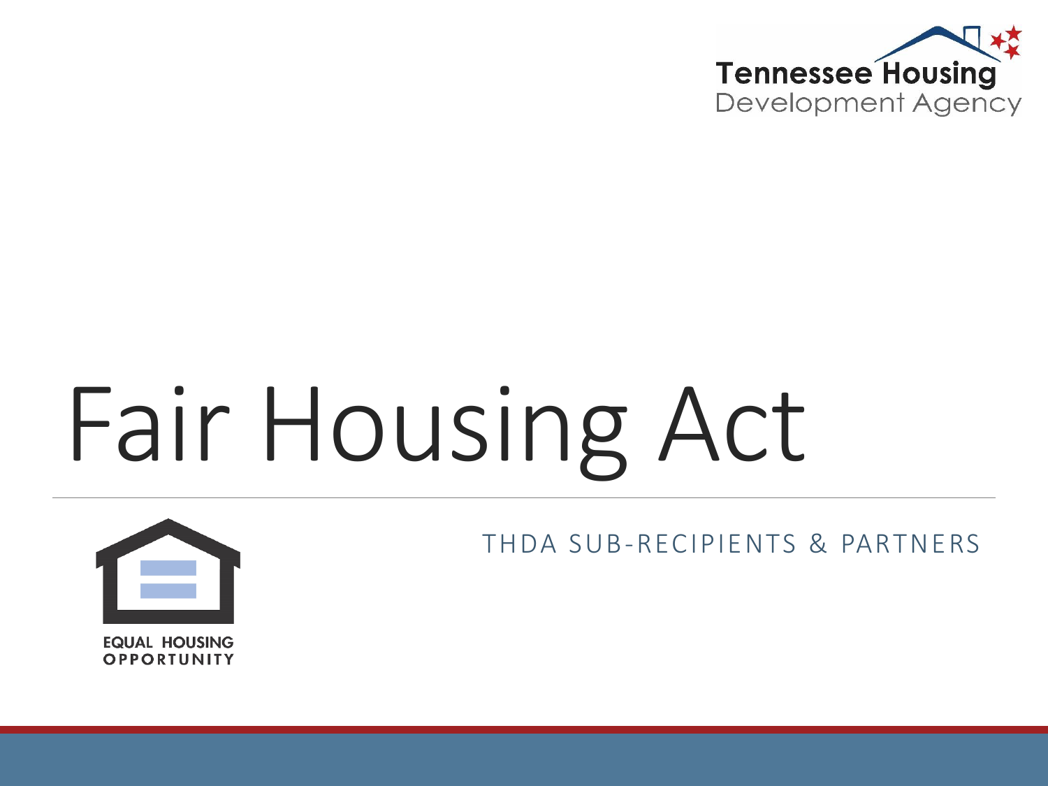Tennessee Housing Development Agency

# Fair Housing Act

THDA SUB-RECIPIENTS & PARTNERS

EQUAL HOUSING OPPORTUNITY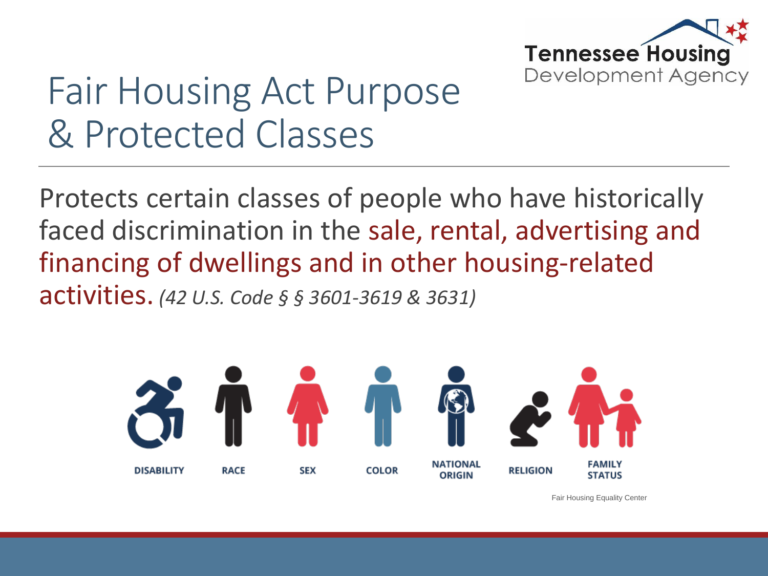# Fair Housing Act Purpose & Protected Classes

Protects certain classes of people who have historically faced discrimination in the sale, rental, advertising and financing of dwellings and in other housing-related activities. *(42 U.S. Code § § 3601-3619 & 3631)*

DISABILITY

RACE

SEX

COLOR

NATIONAL ORIGIN

RELIGION

FAMILY STATUS

Fair Housing Equality Center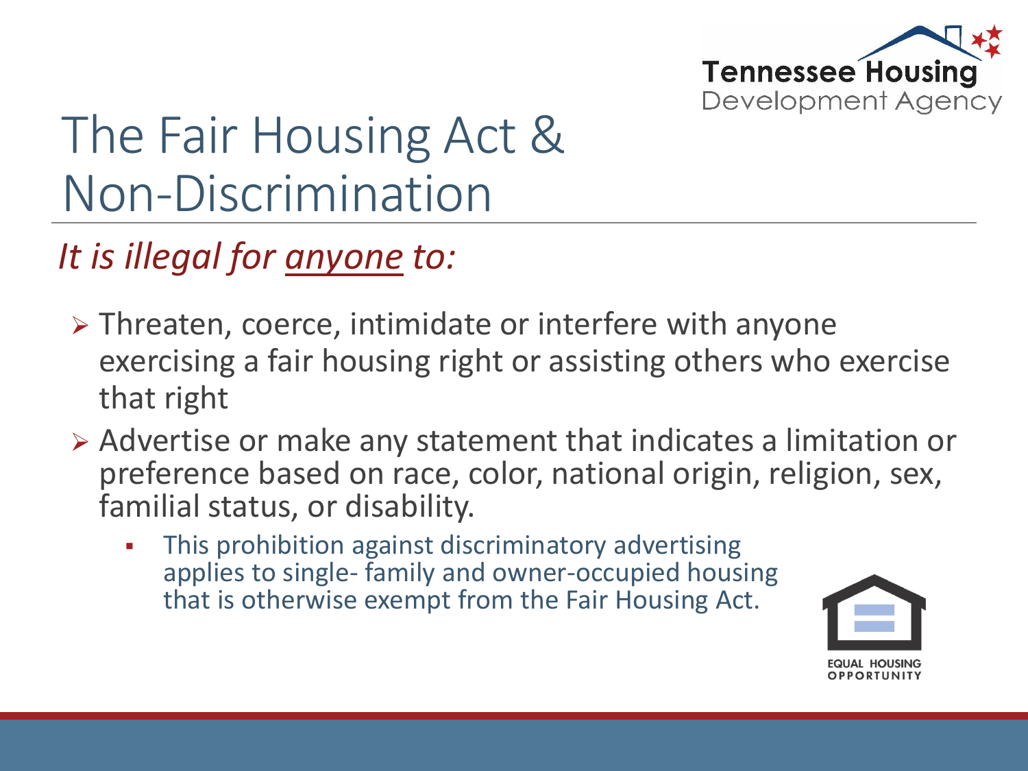# The Fair Housing Act & Non-Discrimination

*It is illegal for anyone to:*

- Threaten, coerce, intimidate or interfere with anyone exercising a fair housing right or assisting others who exercise that right
- Advertise or make any statement that indicates a limitation or preference based on race, color, national origin, religion, sex, familial status, or disability.
  - This prohibition against discriminatory advertising applies to single- family and owner-occupied housing that is otherwise exempt from the Fair Housing Act.

EQUAL HOUSING OPPORTUNITY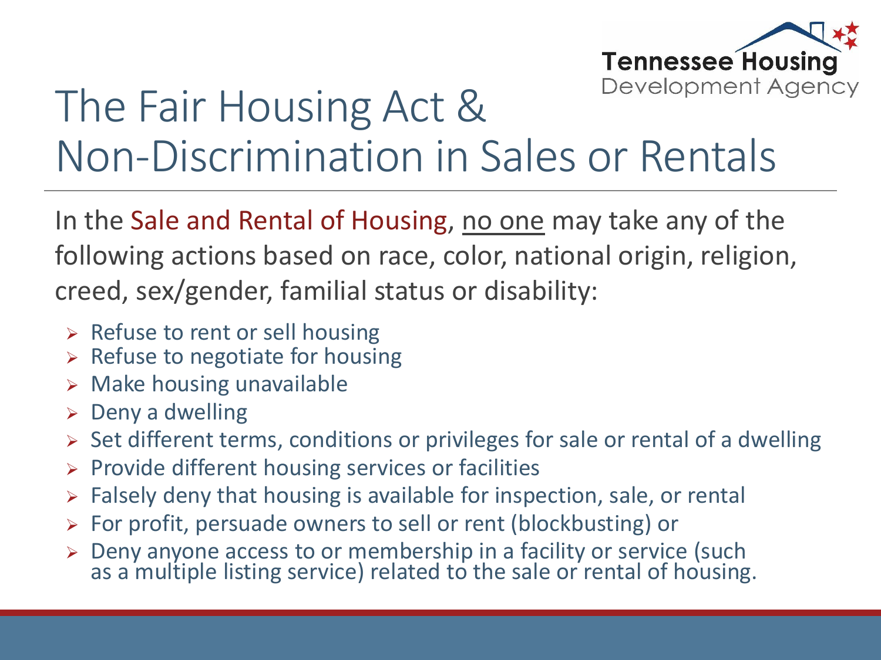# The Fair Housing Act & Non-Discrimination in Sales or Rentals

In the Sale and Rental of Housing, no one may take any of the following actions based on race, color, national origin, religion, creed, sex/gender, familial status or disability:

- Refuse to rent or sell housing
- Refuse to negotiate for housing
- Make housing unavailable
- Deny a dwelling
- Set different terms, conditions or privileges for sale or rental of a dwelling
- Provide different housing services or facilities
- Falsely deny that housing is available for inspection, sale, or rental
- For profit, persuade owners to sell or rent (blockbusting) or
- Deny anyone access to or membership in a facility or service (such as a multiple listing service) related to the sale or rental of housing.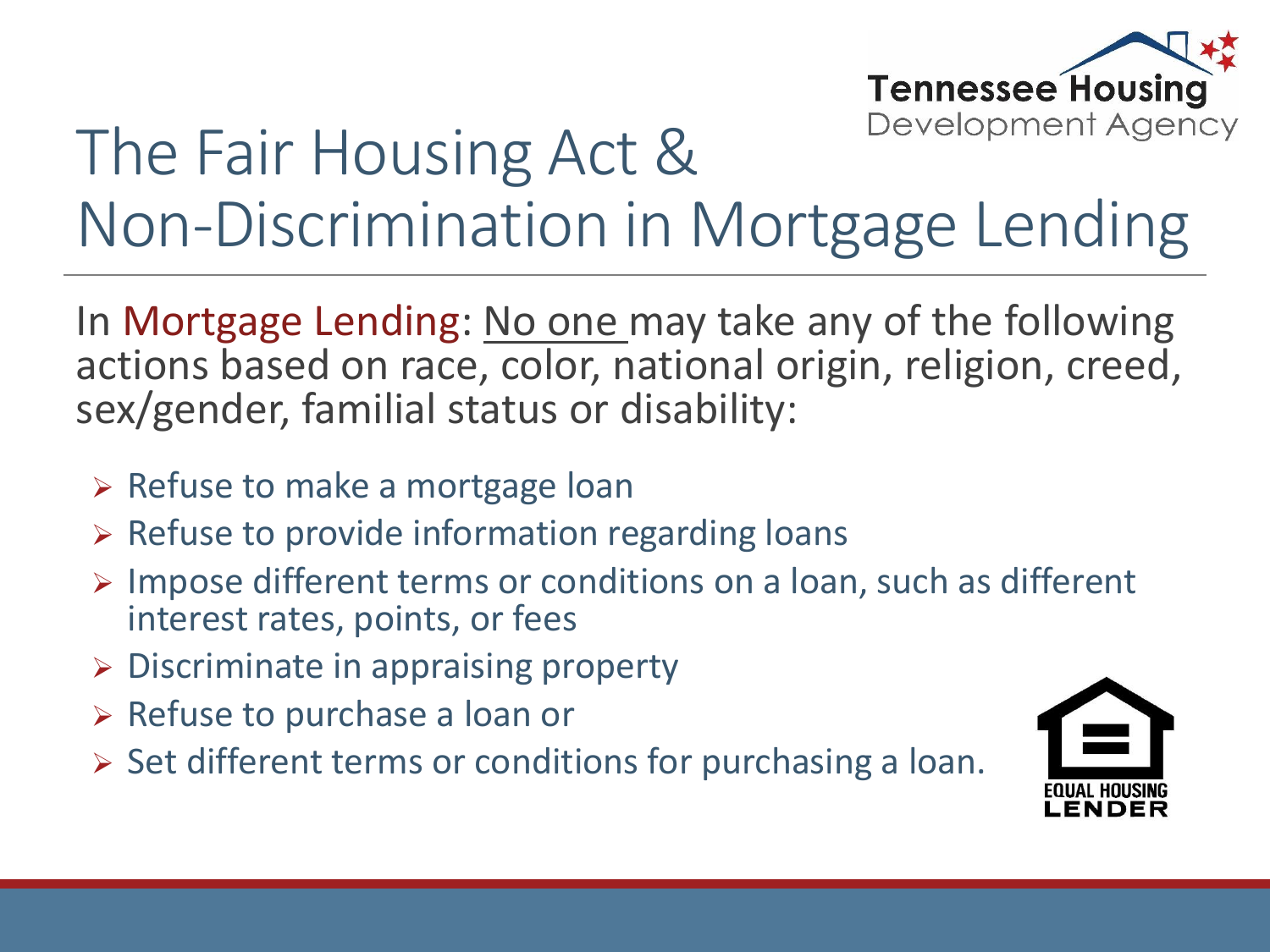# The Fair Housing Act & Non-Discrimination in Mortgage Lending

In Mortgage Lending: No one may take any of the following actions based on race, color, national origin, religion, creed, sex/gender, familial status or disability:

- Refuse to make a mortgage loan
- Refuse to provide information regarding loans
- Impose different terms or conditions on a loan, such as different interest rates, points, or fees
- Discriminate in appraising property
- Refuse to purchase a loan or
- Set different terms or conditions for purchasing a loan.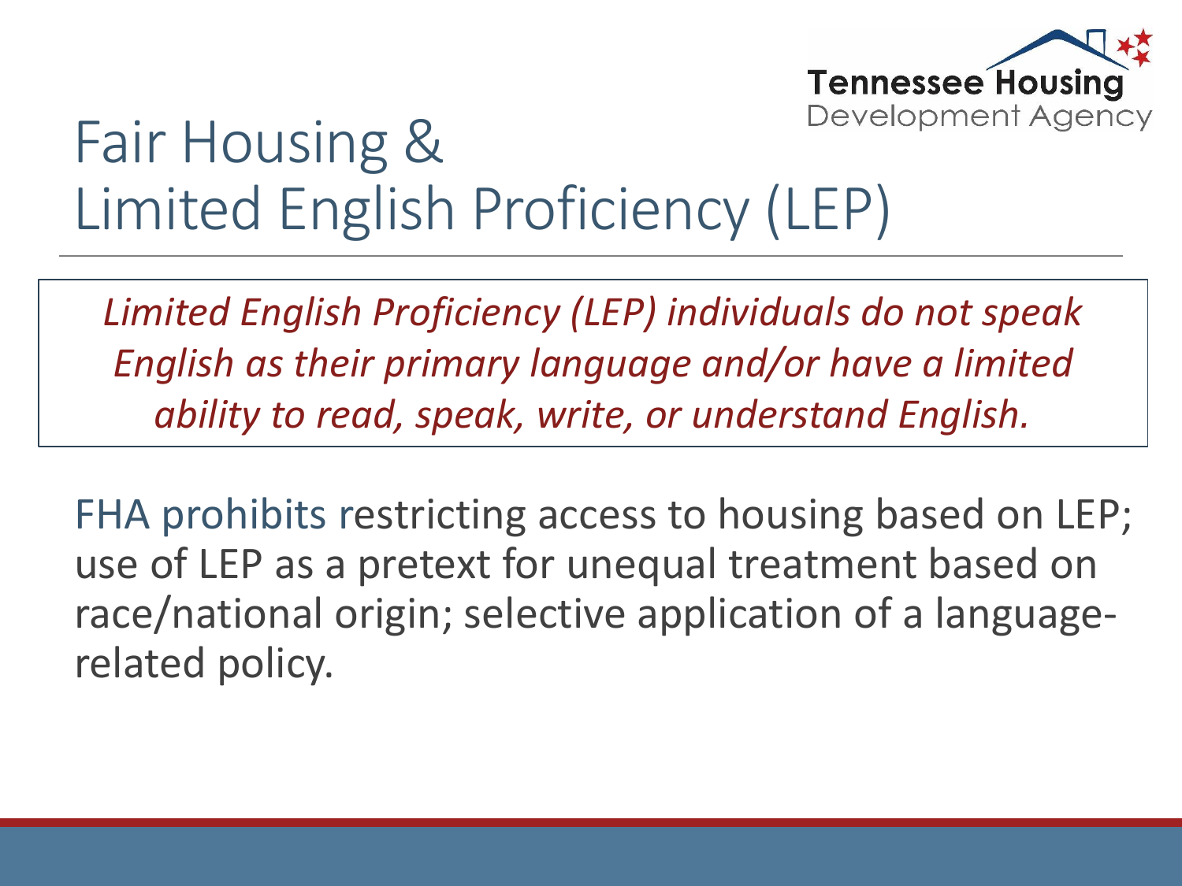# Fair Housing & Limited English Proficiency (LEP)

*Limited English Proficiency (LEP) individuals do not speak English as their primary language and/or have a limited ability to read, speak, write, or understand English.*

FHA prohibits restricting access to housing based on LEP; use of LEP as a pretext for unequal treatment based on race/national origin; selective application of a language-related policy.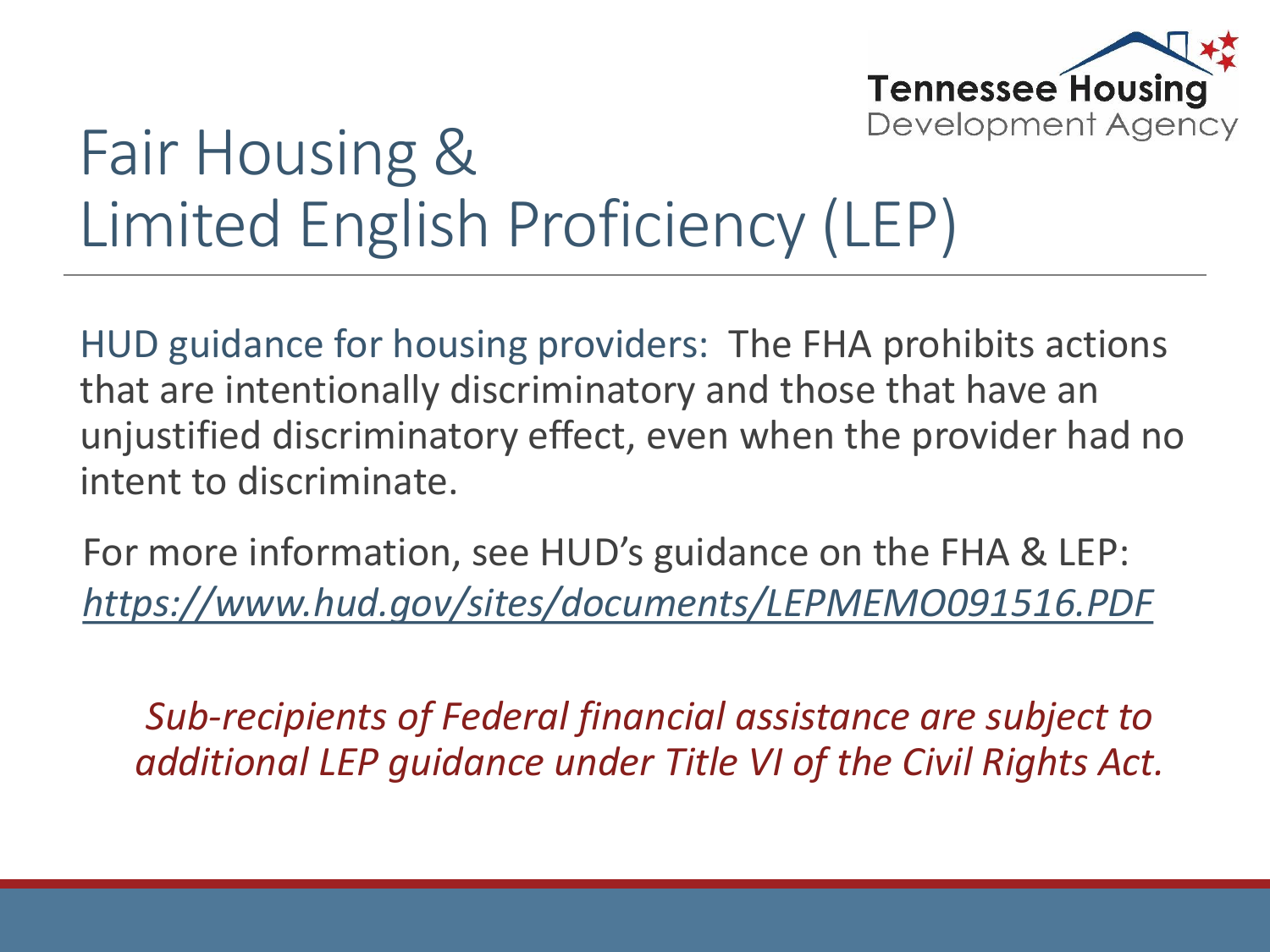Tennessee Housing Development Agency

# Fair Housing & Limited English Proficiency (LEP)

HUD guidance for housing providers: The FHA prohibits actions that are intentionally discriminatory and those that have an unjustified discriminatory effect, even when the provider had no intent to discriminate.

For more information, see HUD's guidance on the FHA & LEP: *https://www.hud.gov/sites/documents/LEPMEMO091516.PDF*

*Sub-recipients of Federal financial assistance are subject to additional LEP guidance under Title VI of the Civil Rights Act.*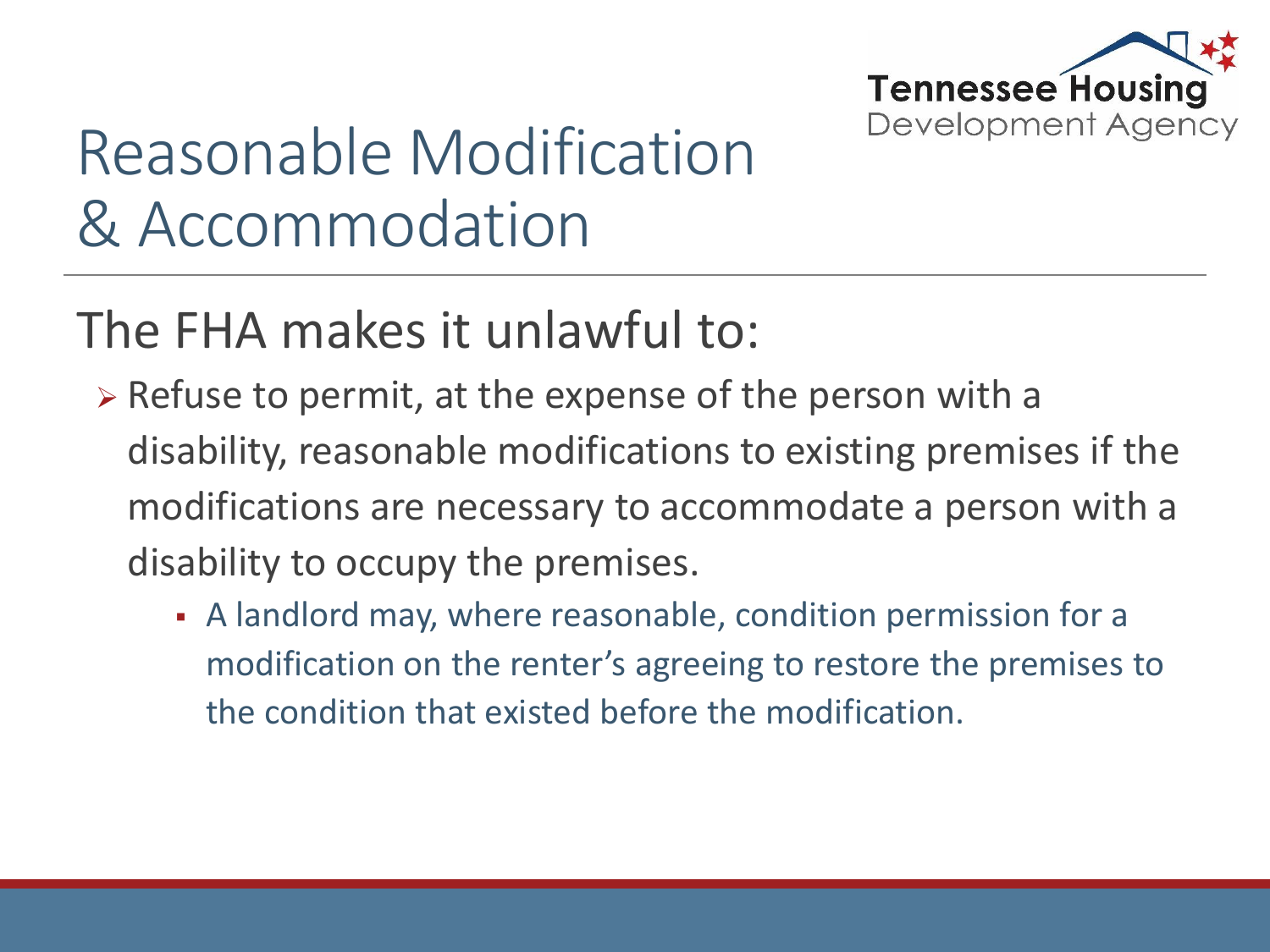# Reasonable Modification & Accommodation

## The FHA makes it unlawful to:

- Refuse to permit, at the expense of the person with a disability, reasonable modifications to existing premises if the modifications are necessary to accommodate a person with a disability to occupy the premises.
  - A landlord may, where reasonable, condition permission for a modification on the renter's agreeing to restore the premises to the condition that existed before the modification.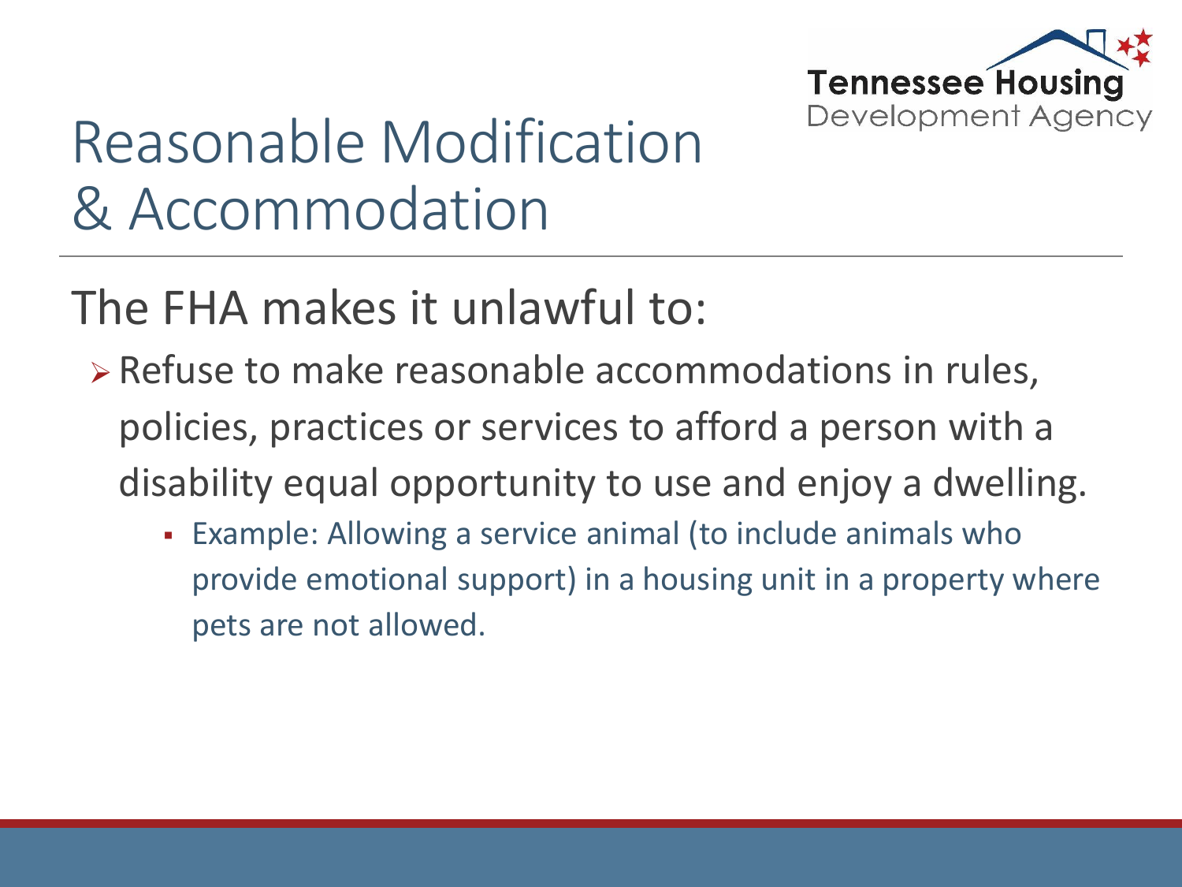# Reasonable Modification & Accommodation

The FHA makes it unlawful to:

- Refuse to make reasonable accommodations in rules, policies, practices or services to afford a person with a disability equal opportunity to use and enjoy a dwelling.
  - Example: Allowing a service animal (to include animals who provide emotional support) in a housing unit in a property where pets are not allowed.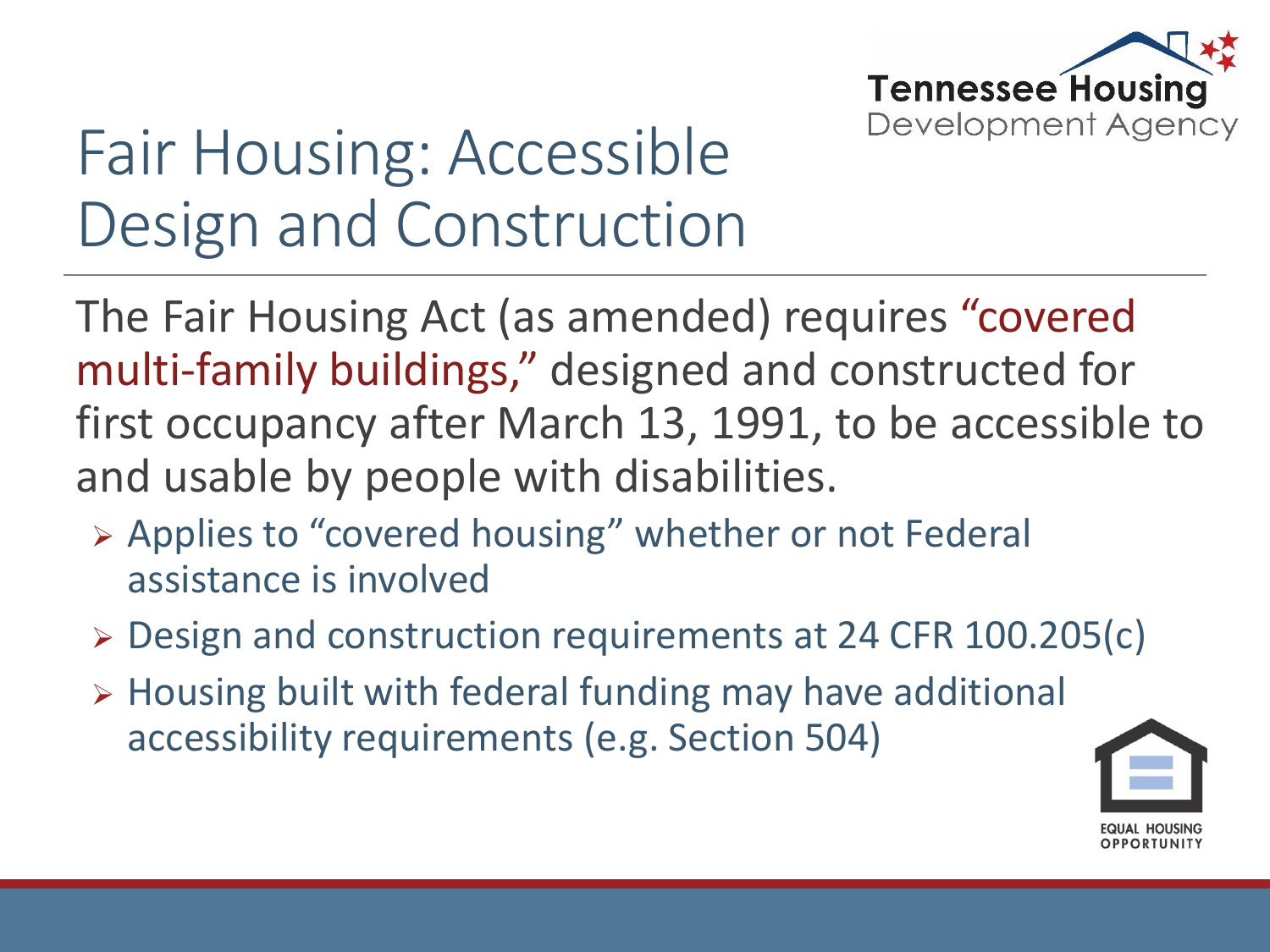# Fair Housing: Accessible Design and Construction

The Fair Housing Act (as amended) requires "covered multi-family buildings," designed and constructed for first occupancy after March 13, 1991, to be accessible to and usable by people with disabilities.

- Applies to "covered housing" whether or not Federal assistance is involved
- Design and construction requirements at 24 CFR 100.205(c)
- Housing built with federal funding may have additional accessibility requirements (e.g. Section 504)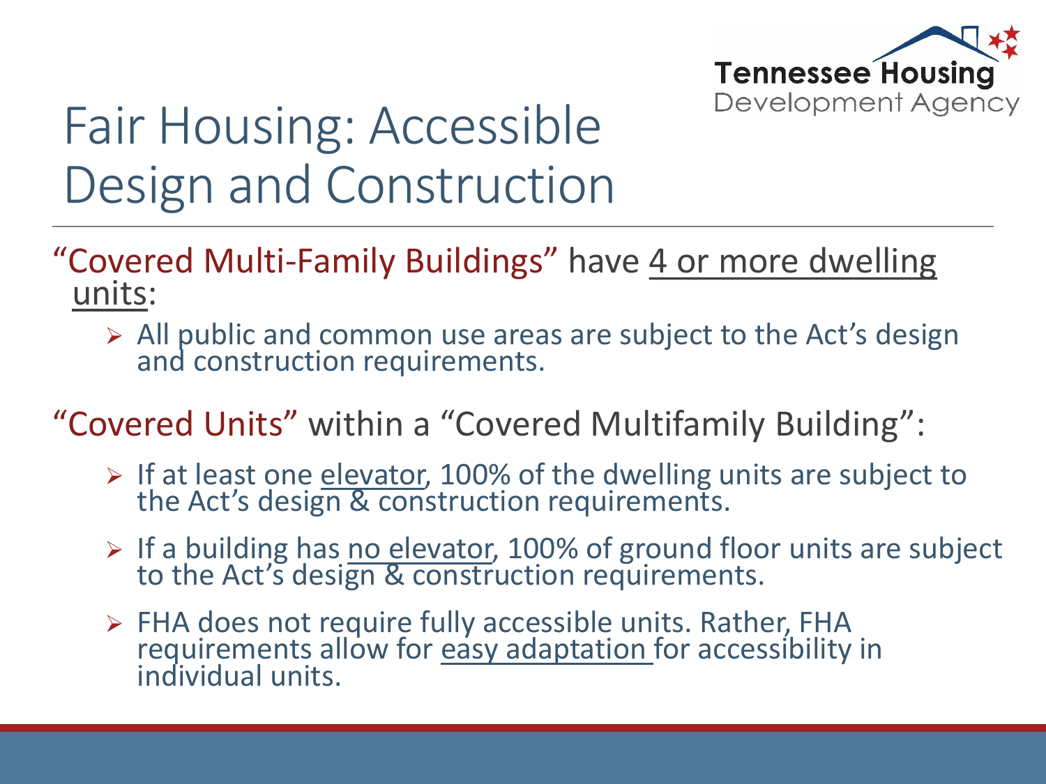# Fair Housing: Accessible Design and Construction

"Covered Multi-Family Buildings" have <u>4 or more dwelling units</u>:

- All public and common use areas are subject to the Act's design and construction requirements.

"Covered Units" within a "Covered Multifamily Building":

- If at least one <u>elevator</u>, 100% of the dwelling units are subject to the Act's design & construction requirements.
- If a building has <u>no elevator</u>, 100% of ground floor units are subject to the Act's design & construction requirements.
- FHA does not require fully accessible units. Rather, FHA requirements allow for <u>easy adaptation</u> for accessibility in individual units.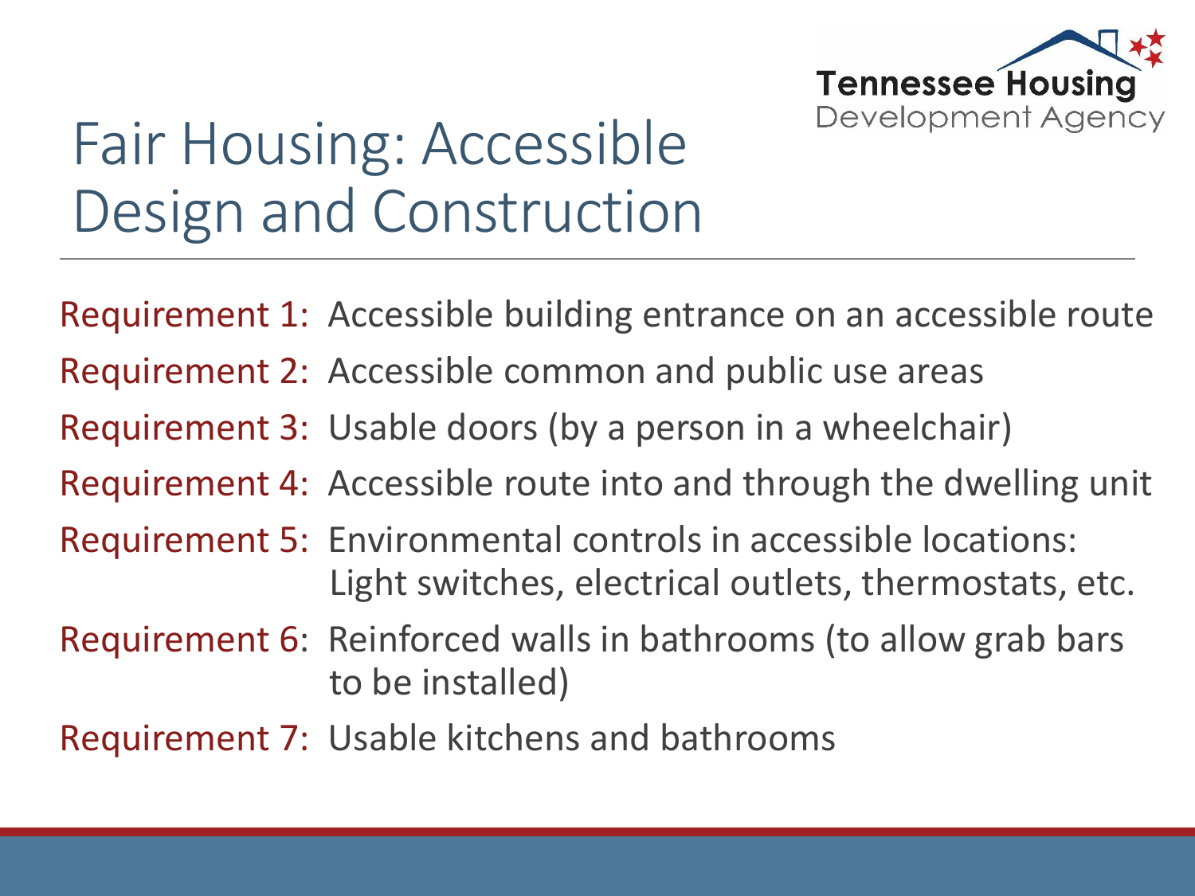# Fair Housing: Accessible Design and Construction

Requirement 1: Accessible building entrance on an accessible route

Requirement 2: Accessible common and public use areas

Requirement 3: Usable doors (by a person in a wheelchair)

Requirement 4: Accessible route into and through the dwelling unit

Requirement 5: Environmental controls in accessible locations: Light switches, electrical outlets, thermostats, etc.

Requirement 6: Reinforced walls in bathrooms (to allow grab bars to be installed)

Requirement 7: Usable kitchens and bathrooms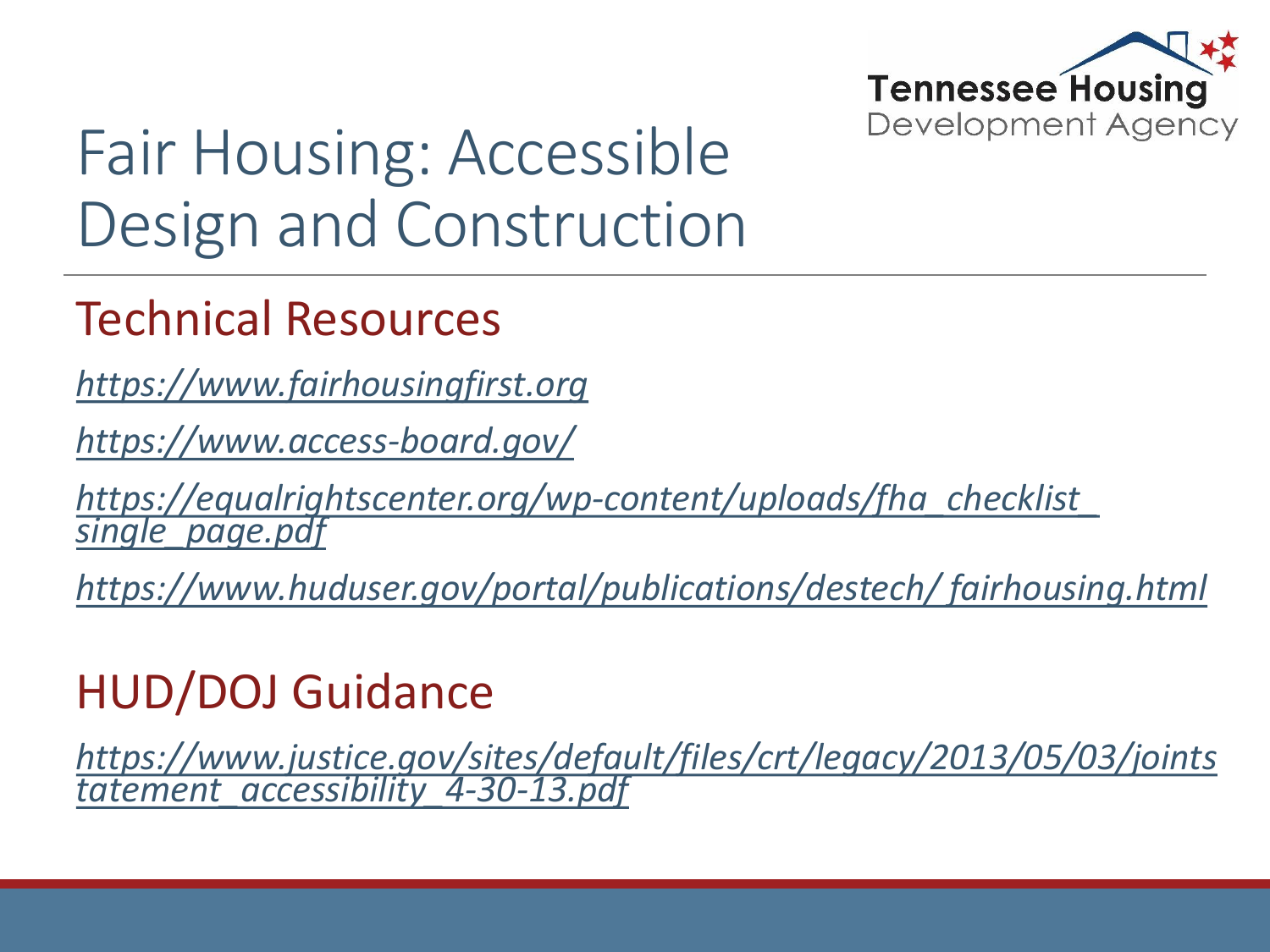# Fair Housing: Accessible Design and Construction

## Technical Resources

*https://www.fairhousingfirst.org*

*https://www.access-board.gov/*

*https://equalrightscenter.org/wp-content/uploads/fha_checklist_single_page.pdf*

*https://www.huduser.gov/portal/publications/destech/ fairhousing.html*

## HUD/DOJ Guidance

*https://www.justice.gov/sites/default/files/crt/legacy/2013/05/03/jointstatement_accessibility_4-30-13.pdf*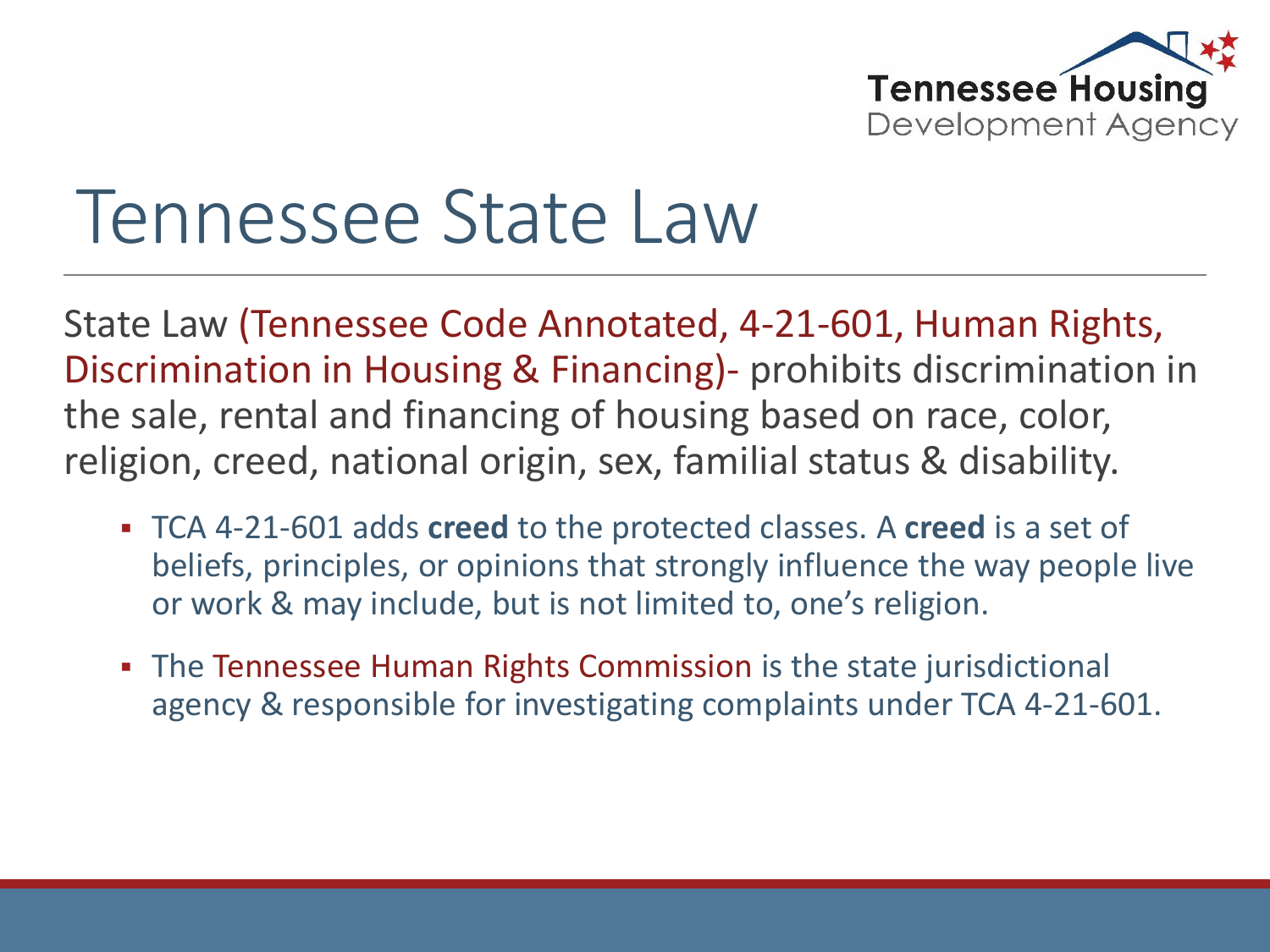# Tennessee State Law

State Law (Tennessee Code Annotated, 4-21-601, Human Rights, Discrimination in Housing & Financing)- prohibits discrimination in the sale, rental and financing of housing based on race, color, religion, creed, national origin, sex, familial status & disability.

- TCA 4-21-601 adds **creed** to the protected classes. A **creed** is a set of beliefs, principles, or opinions that strongly influence the way people live or work & may include, but is not limited to, one's religion.
- The Tennessee Human Rights Commission is the state jurisdictional agency & responsible for investigating complaints under TCA 4-21-601.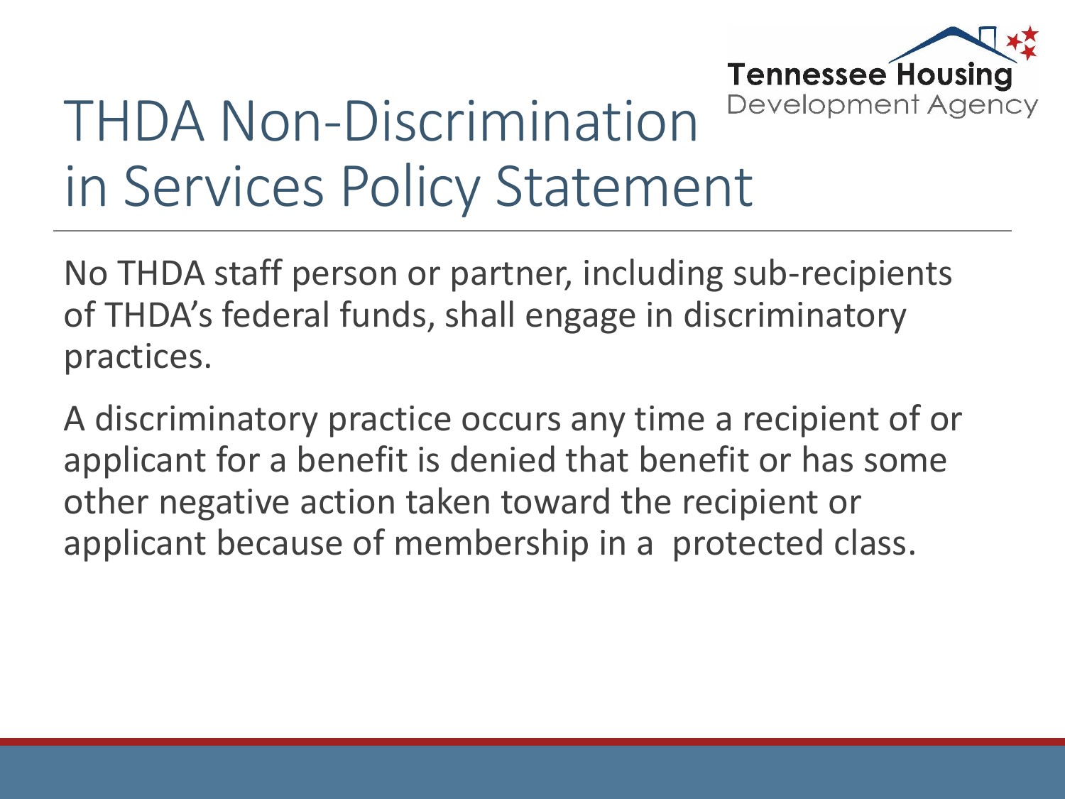# THDA Non-Discrimination in Services Policy Statement

No THDA staff person or partner, including sub-recipients of THDA's federal funds, shall engage in discriminatory practices.

A discriminatory practice occurs any time a recipient of or applicant for a benefit is denied that benefit or has some other negative action taken toward the recipient or applicant because of membership in a protected class.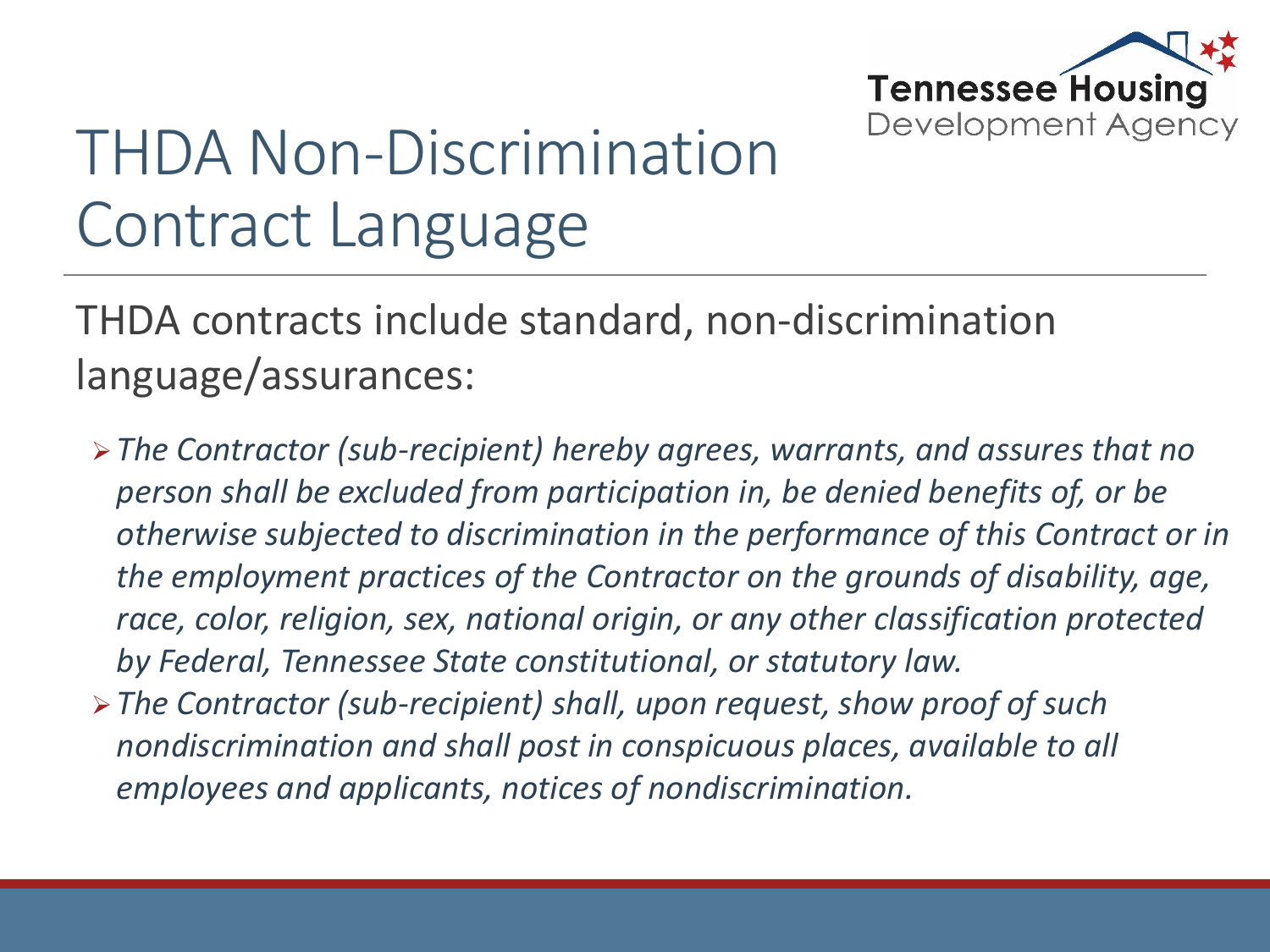# THDA Non-Discrimination Contract Language

THDA contracts include standard, non-discrimination language/assurances:

- *The Contractor (sub-recipient) hereby agrees, warrants, and assures that no person shall be excluded from participation in, be denied benefits of, or be otherwise subjected to discrimination in the performance of this Contract or in the employment practices of the Contractor on the grounds of disability, age, race, color, religion, sex, national origin, or any other classification protected by Federal, Tennessee State constitutional, or statutory law.*
- *The Contractor (sub-recipient) shall, upon request, show proof of such nondiscrimination and shall post in conspicuous places, available to all employees and applicants, notices of nondiscrimination.*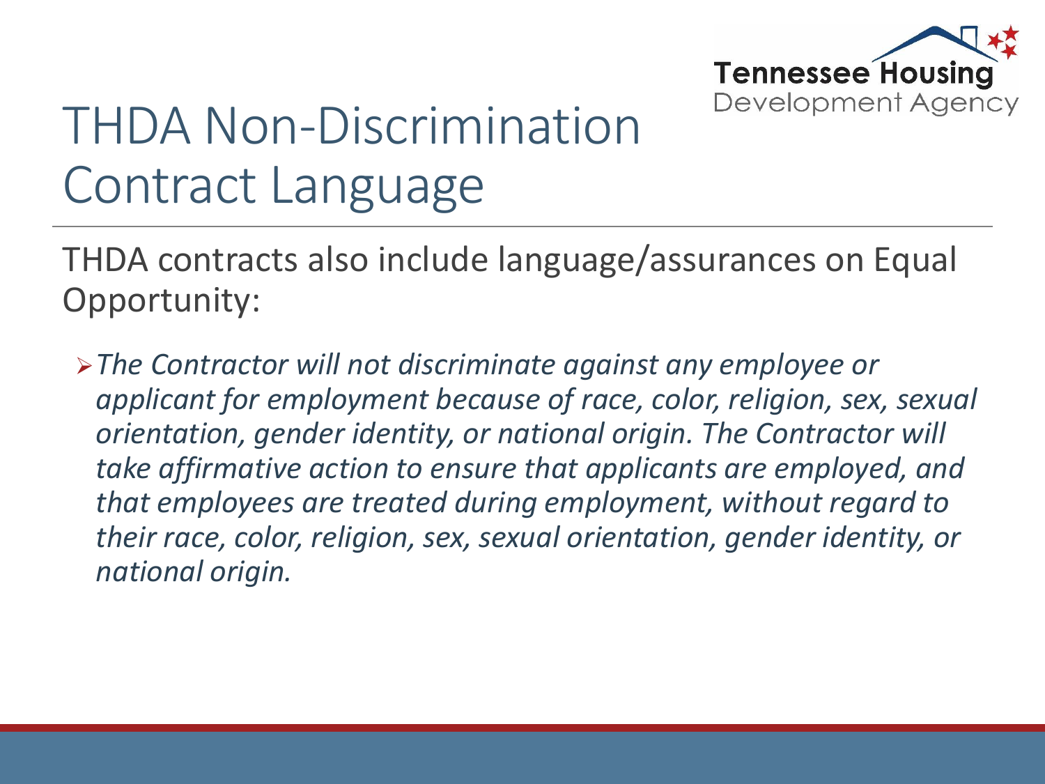# THDA Non-Discrimination Contract Language

Tennessee Housing Development Agency

THDA contracts also include language/assurances on Equal Opportunity:

- *The Contractor will not discriminate against any employee or applicant for employment because of race, color, religion, sex, sexual orientation, gender identity, or national origin. The Contractor will take affirmative action to ensure that applicants are employed, and that employees are treated during employment, without regard to their race, color, religion, sex, sexual orientation, gender identity, or national origin.*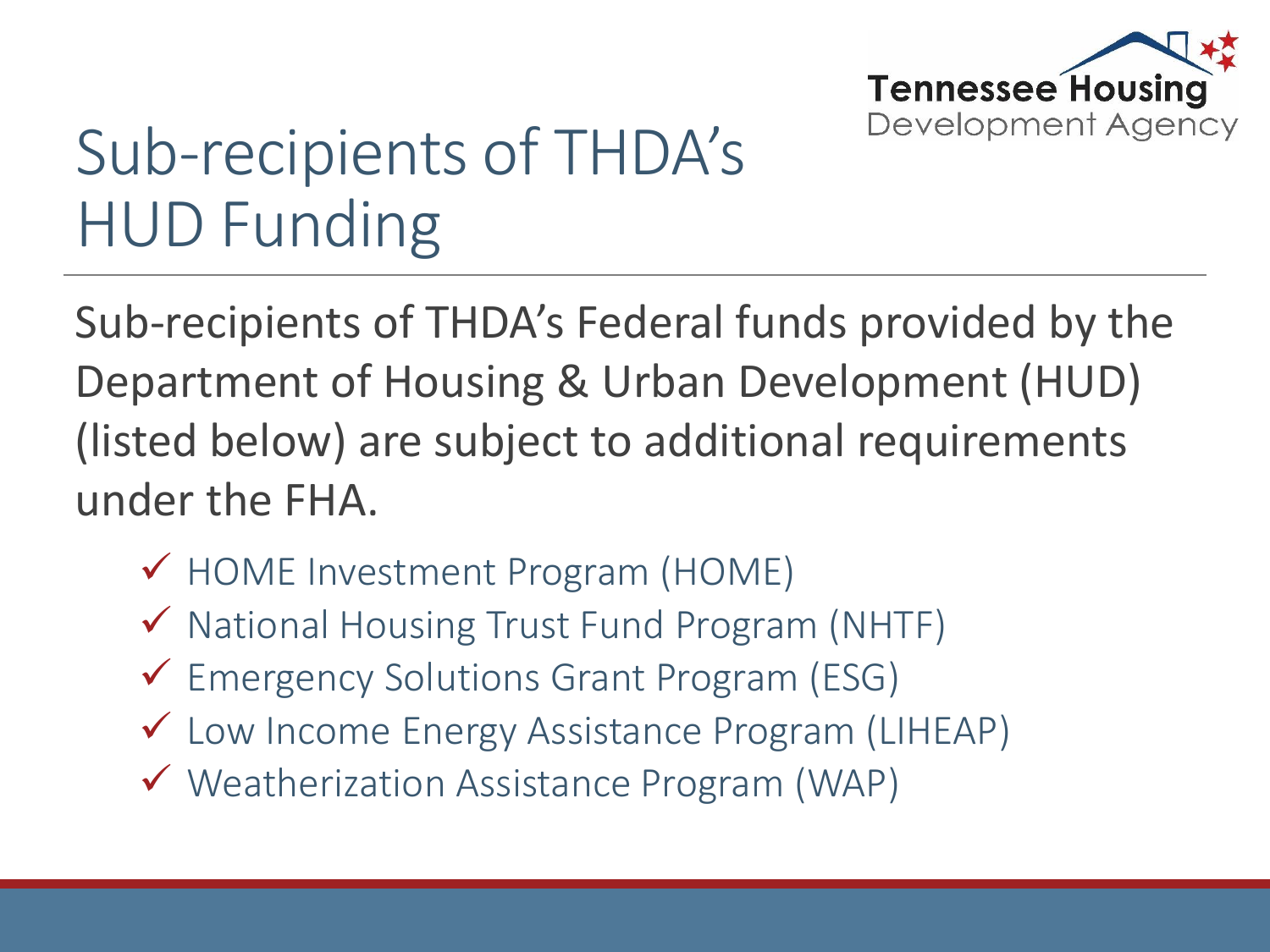# Sub-recipients of THDA's HUD Funding

Sub-recipients of THDA's Federal funds provided by the Department of Housing & Urban Development (HUD) (listed below) are subject to additional requirements under the FHA.

- ✓ HOME Investment Program (HOME)
- ✓ National Housing Trust Fund Program (NHTF)
- ✓ Emergency Solutions Grant Program (ESG)
- ✓ Low Income Energy Assistance Program (LIHEAP)
- ✓ Weatherization Assistance Program (WAP)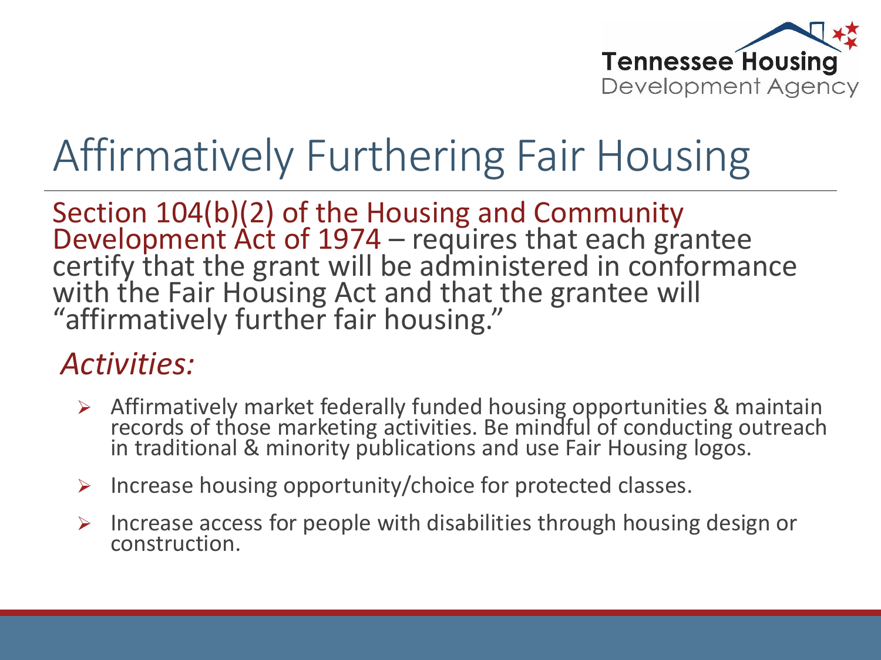# Affirmatively Furthering Fair Housing

Section 104(b)(2) of the Housing and Community Development Act of 1974 – requires that each grantee certify that the grant will be administered in conformance with the Fair Housing Act and that the grantee will "affirmatively further fair housing."

*Activities:*

- Affirmatively market federally funded housing opportunities & maintain records of those marketing activities. Be mindful of conducting outreach in traditional & minority publications and use Fair Housing logos.
- Increase housing opportunity/choice for protected classes.
- Increase access for people with disabilities through housing design or construction.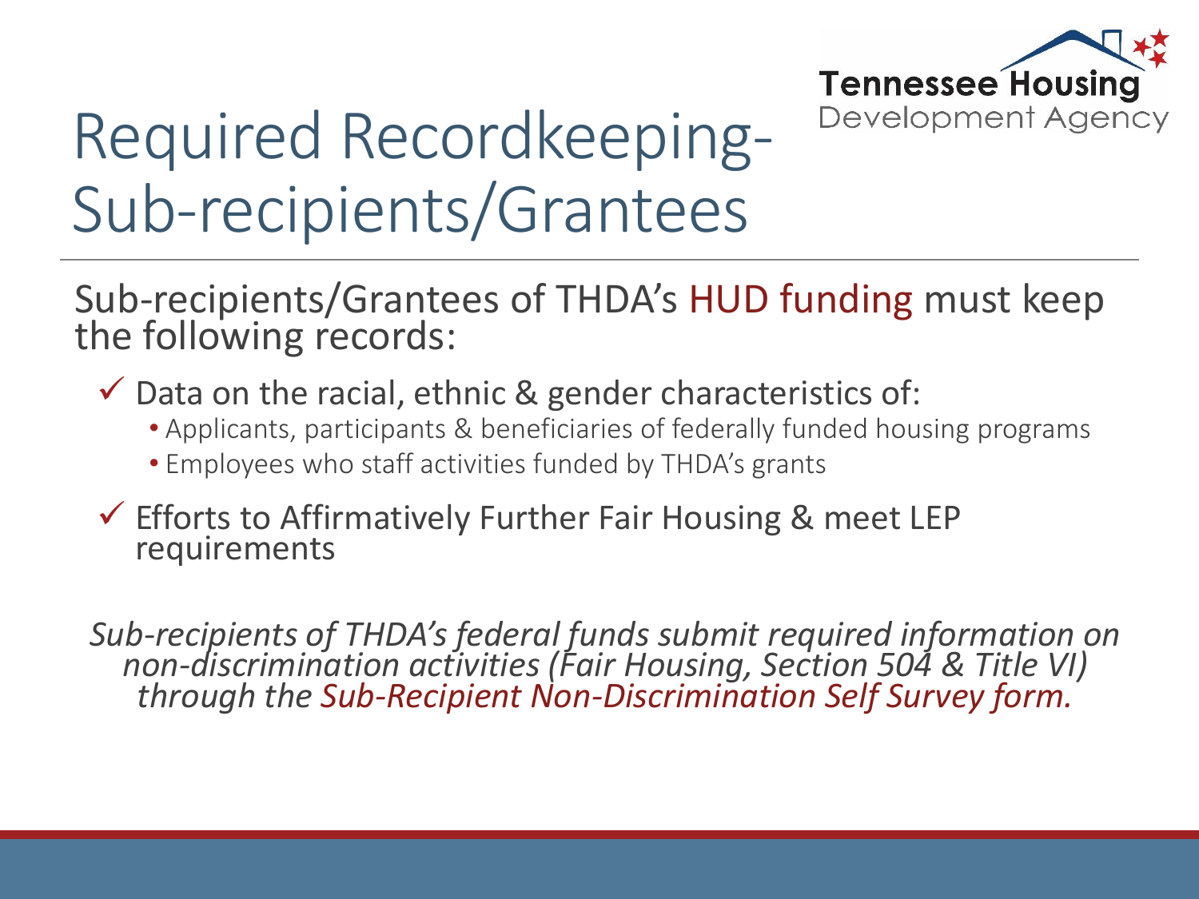# Required Recordkeeping-Sub-recipients/Grantees

Sub-recipients/Grantees of THDA's HUD funding must keep the following records:

- ✓ Data on the racial, ethnic & gender characteristics of:
  - Applicants, participants & beneficiaries of federally funded housing programs
  - Employees who staff activities funded by THDA's grants
- ✓ Efforts to Affirmatively Further Fair Housing & meet LEP requirements

*Sub-recipients of THDA's federal funds submit required information on non-discrimination activities (Fair Housing, Section 504 & Title VI) through the Sub-Recipient Non-Discrimination Self Survey form.*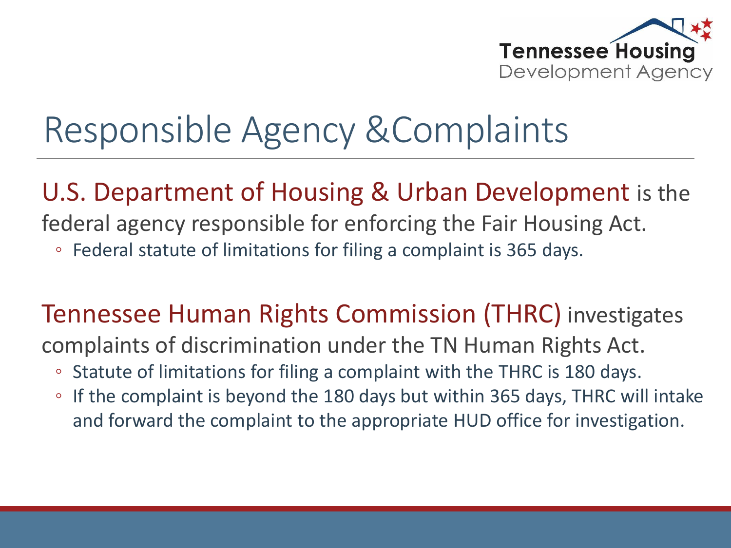# Responsible Agency &Complaints

U.S. Department of Housing & Urban Development is the federal agency responsible for enforcing the Fair Housing Act.

- Federal statute of limitations for filing a complaint is 365 days.

Tennessee Human Rights Commission (THRC) investigates complaints of discrimination under the TN Human Rights Act.

- Statute of limitations for filing a complaint with the THRC is 180 days.
- If the complaint is beyond the 180 days but within 365 days, THRC will intake and forward the complaint to the appropriate HUD office for investigation.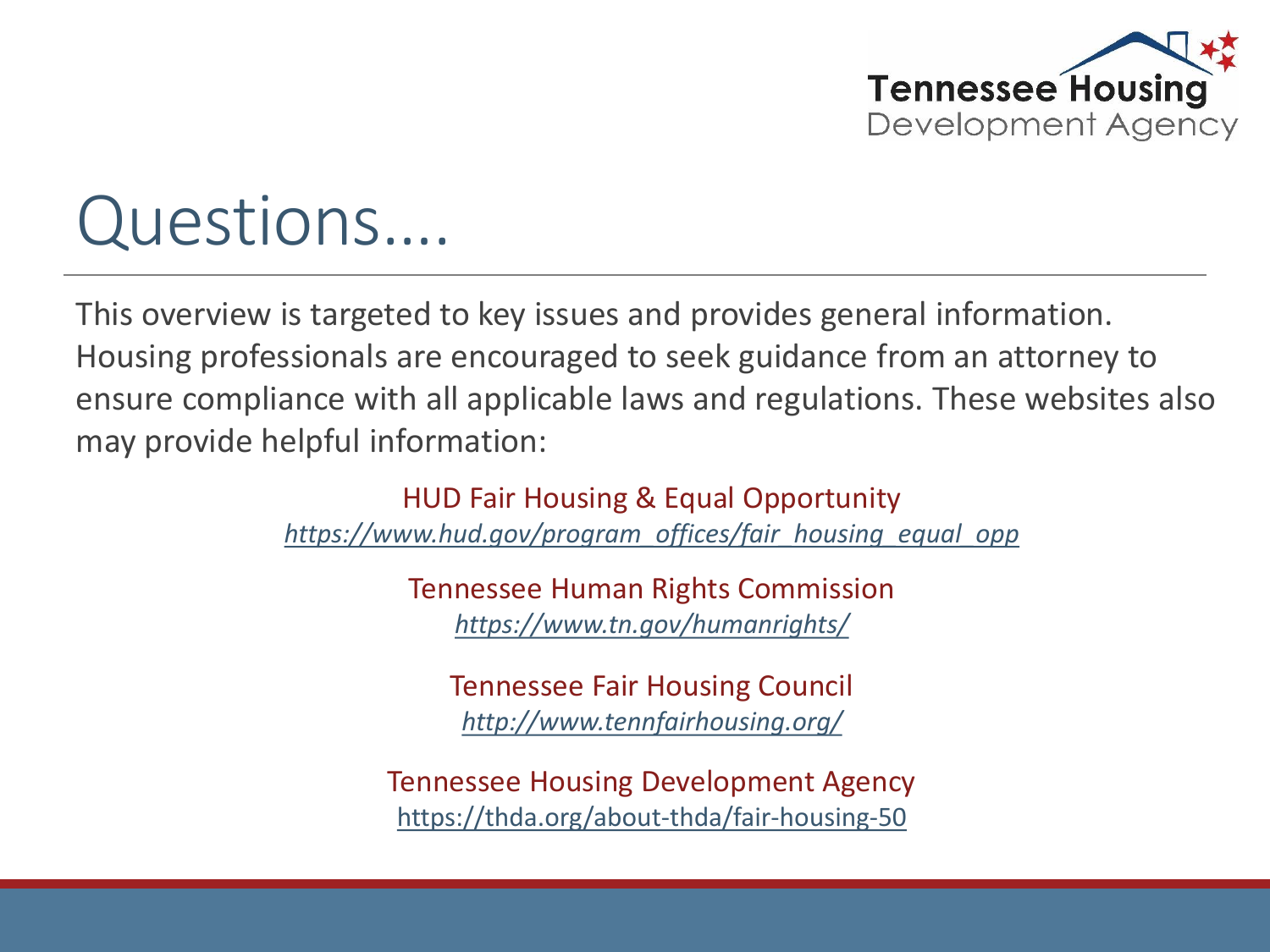# Questions….

This overview is targeted to key issues and provides general information. Housing professionals are encouraged to seek guidance from an attorney to ensure compliance with all applicable laws and regulations. These websites also may provide helpful information:

HUD Fair Housing & Equal Opportunity
*https://www.hud.gov/program_offices/fair_housing_equal_opp*

Tennessee Human Rights Commission
*https://www.tn.gov/humanrights/*

Tennessee Fair Housing Council
*http://www.tennfairhousing.org/*

Tennessee Housing Development Agency
https://thda.org/about-thda/fair-housing-50